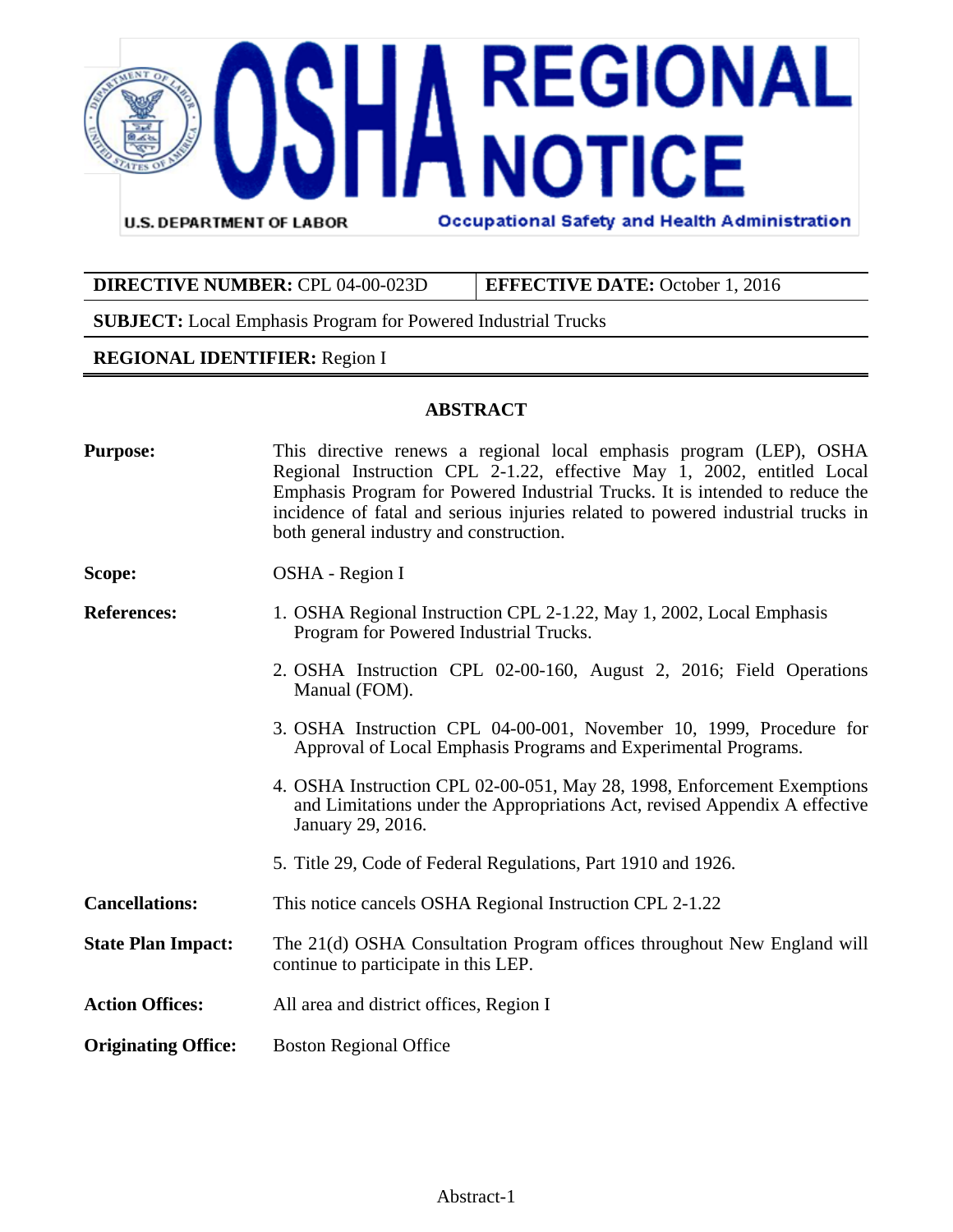# OSHA REGIONAL NOTICE

U.S. DEPARTMENT OF LABOR — Occupational Safety and Health Administration

| **DIRECTIVE NUMBER:** CPL 04-00-023D | **EFFECTIVE DATE:** October 1, 2016 |
|---|---|

**SUBJECT:** Local Emphasis Program for Powered Industrial Trucks

**REGIONAL IDENTIFIER:** Region I

## ABSTRACT

**Purpose:** This directive renews a regional local emphasis program (LEP), OSHA Regional Instruction CPL 2-1.22, effective May 1, 2002, entitled Local Emphasis Program for Powered Industrial Trucks. It is intended to reduce the incidence of fatal and serious injuries related to powered industrial trucks in both general industry and construction.

**Scope:** OSHA - Region I

**References:**

1. OSHA Regional Instruction CPL 2-1.22, May 1, 2002, Local Emphasis Program for Powered Industrial Trucks.
2. OSHA Instruction CPL 02-00-160, August 2, 2016; Field Operations Manual (FOM).
3. OSHA Instruction CPL 04-00-001, November 10, 1999, Procedure for Approval of Local Emphasis Programs and Experimental Programs.
4. OSHA Instruction CPL 02-00-051, May 28, 1998, Enforcement Exemptions and Limitations under the Appropriations Act, revised Appendix A effective January 29, 2016.
5. Title 29, Code of Federal Regulations, Part 1910 and 1926.

**Cancellations:** This notice cancels OSHA Regional Instruction CPL 2-1.22

**State Plan Impact:** The 21(d) OSHA Consultation Program offices throughout New England will continue to participate in this LEP.

**Action Offices:** All area and district offices, Region I

**Originating Office:** Boston Regional Office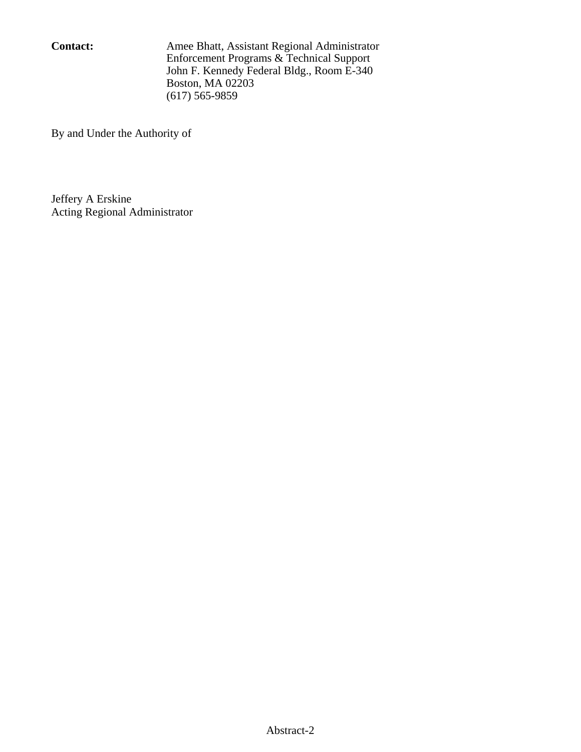**Contact:** Amee Bhatt, Assistant Regional Administrator
Enforcement Programs & Technical Support
John F. Kennedy Federal Bldg., Room E-340
Boston, MA 02203
(617) 565-9859

By and Under the Authority of

Jeffery A Erskine
Acting Regional Administrator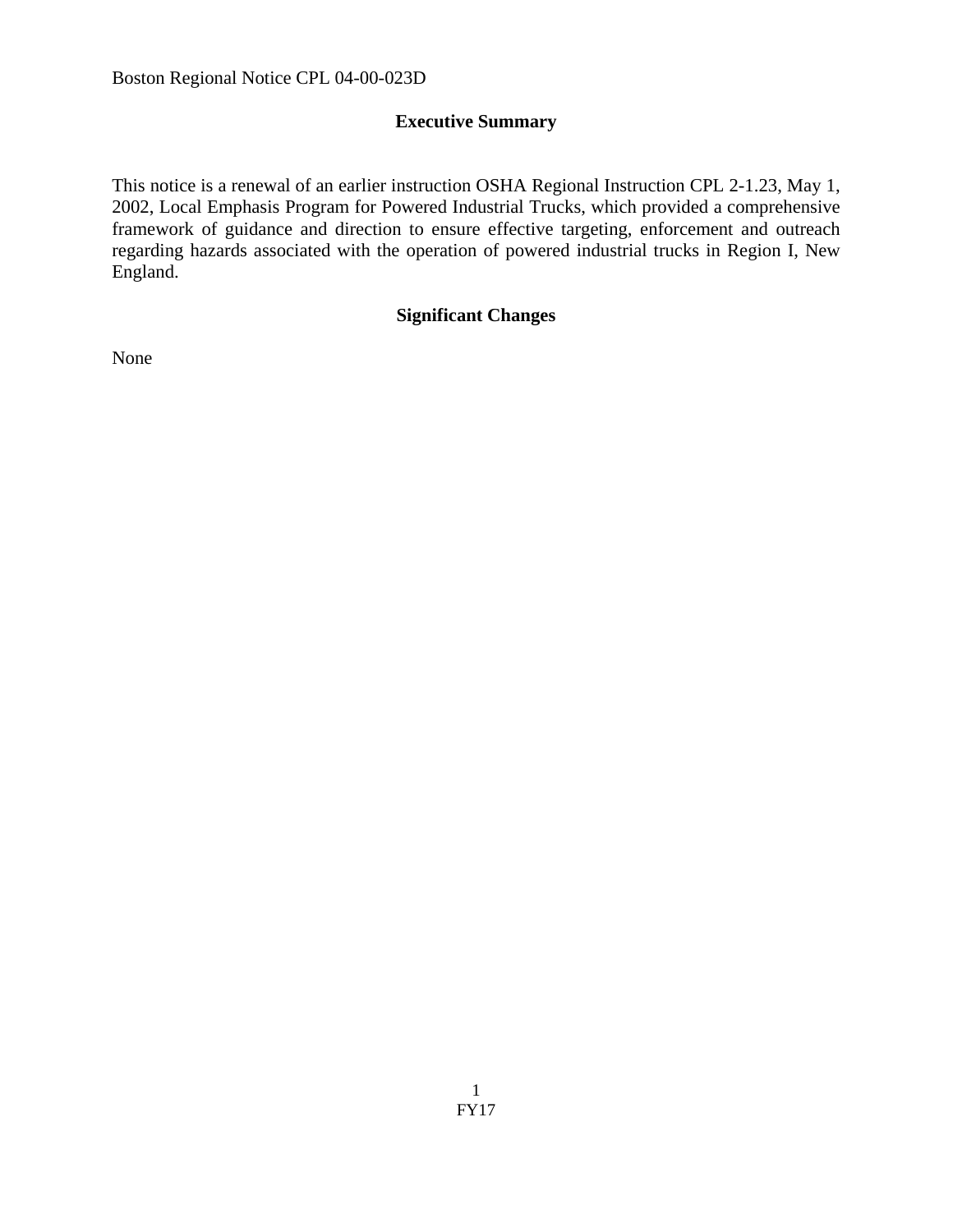## Executive Summary

This notice is a renewal of an earlier instruction OSHA Regional Instruction CPL 2-1.23, May 1, 2002, Local Emphasis Program for Powered Industrial Trucks, which provided a comprehensive framework of guidance and direction to ensure effective targeting, enforcement and outreach regarding hazards associated with the operation of powered industrial trucks in Region I, New England.

## Significant Changes

None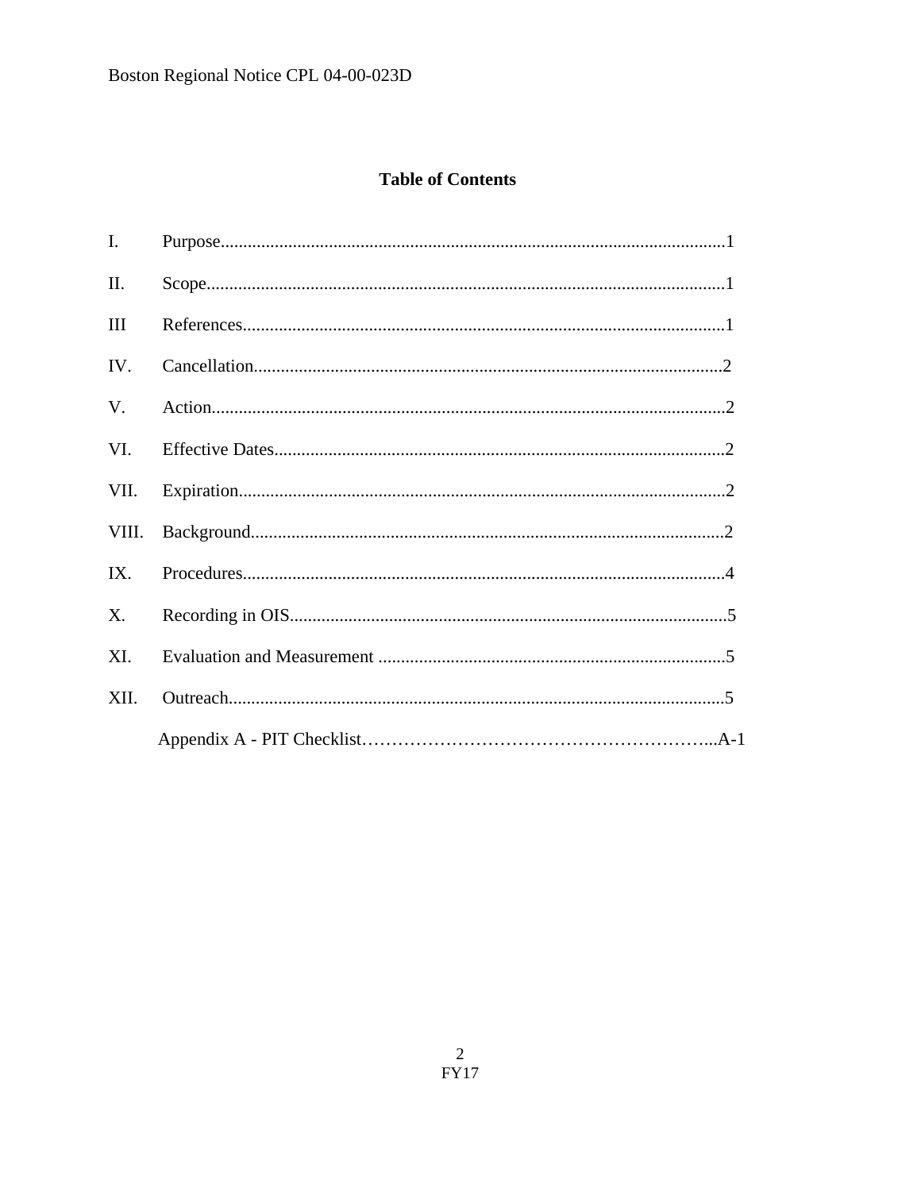## Table of Contents

| | | |
|---|---|---|
| I. | Purpose | 1 |
| II. | Scope | 1 |
| III | References | 1 |
| IV. | Cancellation | 2 |
| V. | Action | 2 |
| VI. | Effective Dates | 2 |
| VII. | Expiration | 2 |
| VIII. | Background | 2 |
| IX. | Procedures | 4 |
| X. | Recording in OIS | 5 |
| XI. | Evaluation and Measurement | 5 |
| XII. | Outreach | 5 |
| | Appendix A - PIT Checklist | A-1 |

FY17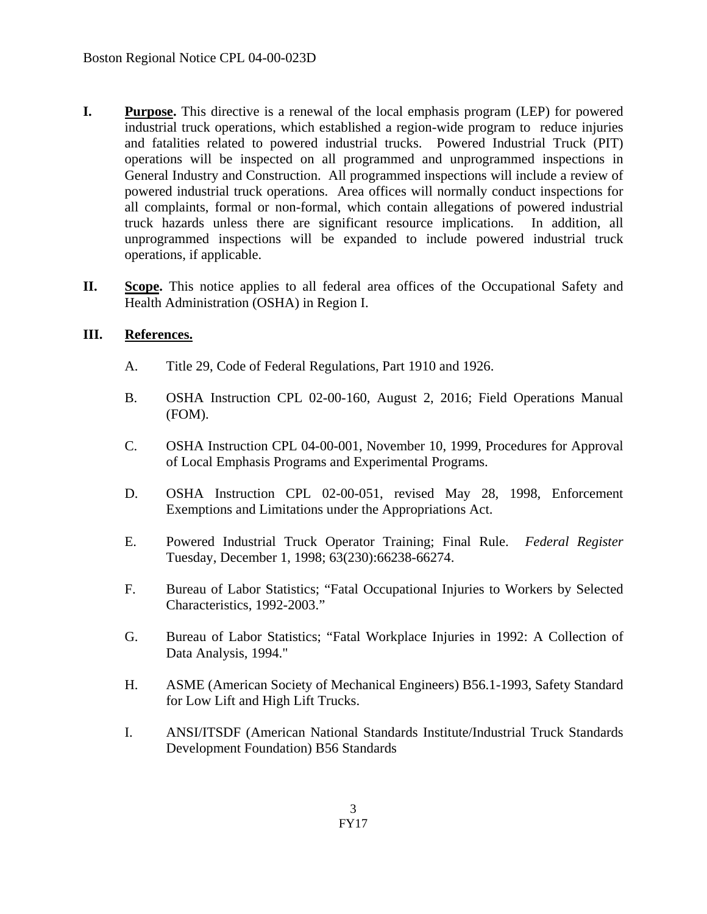**I. Purpose.** This directive is a renewal of the local emphasis program (LEP) for powered industrial truck operations, which established a region-wide program to reduce injuries and fatalities related to powered industrial trucks. Powered Industrial Truck (PIT) operations will be inspected on all programmed and unprogrammed inspections in General Industry and Construction. All programmed inspections will include a review of powered industrial truck operations. Area offices will normally conduct inspections for all complaints, formal or non-formal, which contain allegations of powered industrial truck hazards unless there are significant resource implications. In addition, all unprogrammed inspections will be expanded to include powered industrial truck operations, if applicable.

**II. Scope.** This notice applies to all federal area offices of the Occupational Safety and Health Administration (OSHA) in Region I.

**III. References.**

A. Title 29, Code of Federal Regulations, Part 1910 and 1926.

B. OSHA Instruction CPL 02-00-160, August 2, 2016; Field Operations Manual (FOM).

C. OSHA Instruction CPL 04-00-001, November 10, 1999, Procedures for Approval of Local Emphasis Programs and Experimental Programs.

D. OSHA Instruction CPL 02-00-051, revised May 28, 1998, Enforcement Exemptions and Limitations under the Appropriations Act.

E. Powered Industrial Truck Operator Training; Final Rule. *Federal Register* Tuesday, December 1, 1998; 63(230):66238-66274.

F. Bureau of Labor Statistics; "Fatal Occupational Injuries to Workers by Selected Characteristics, 1992-2003."

G. Bureau of Labor Statistics; "Fatal Workplace Injuries in 1992: A Collection of Data Analysis, 1994."

H. ASME (American Society of Mechanical Engineers) B56.1-1993, Safety Standard for Low Lift and High Lift Trucks.

I. ANSI/ITSDF (American National Standards Institute/Industrial Truck Standards Development Foundation) B56 Standards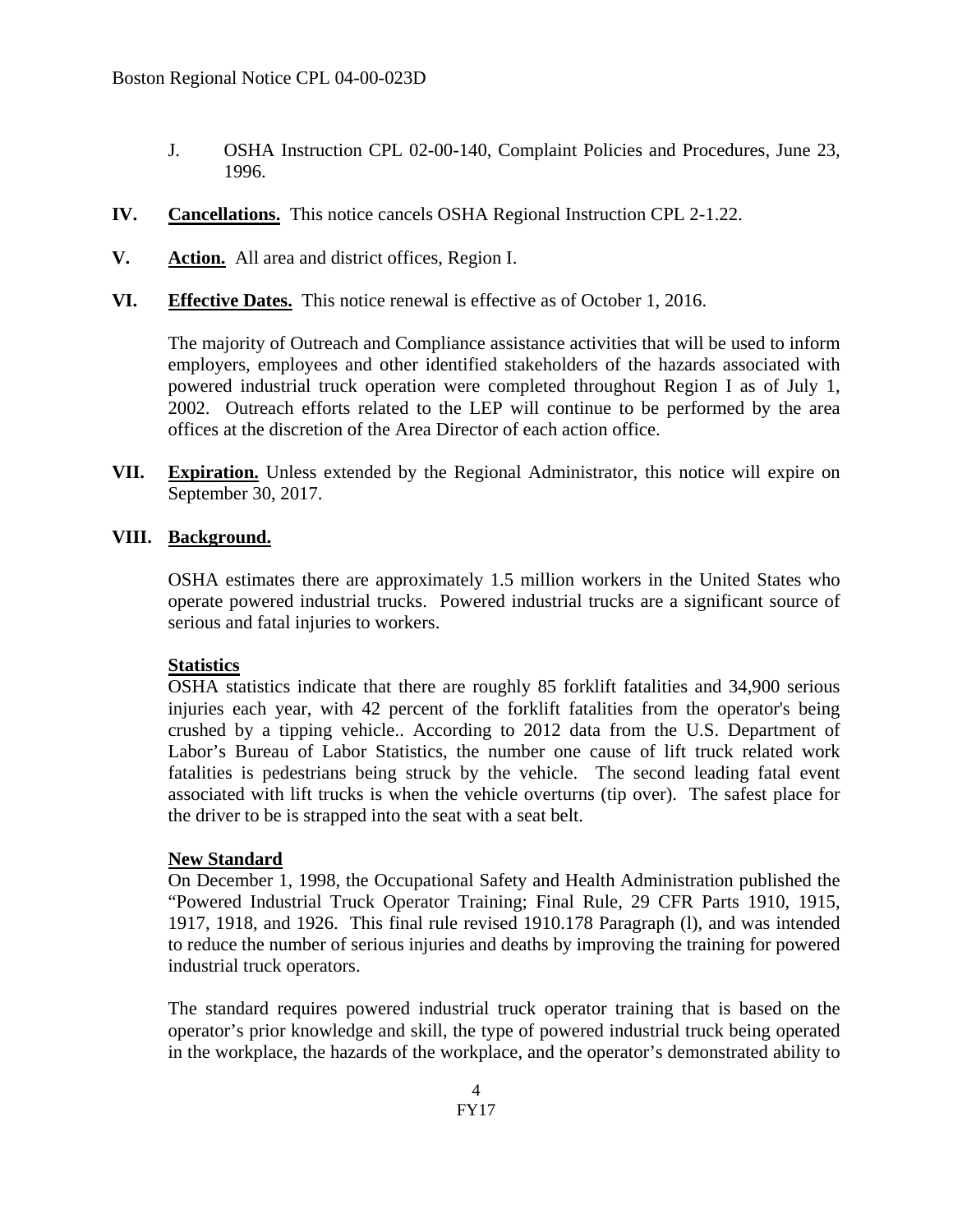J. OSHA Instruction CPL 02-00-140, Complaint Policies and Procedures, June 23, 1996.

**IV. Cancellations.** This notice cancels OSHA Regional Instruction CPL 2-1.22.

**V. Action.** All area and district offices, Region I.

**VI. Effective Dates.** This notice renewal is effective as of October 1, 2016.

The majority of Outreach and Compliance assistance activities that will be used to inform employers, employees and other identified stakeholders of the hazards associated with powered industrial truck operation were completed throughout Region I as of July 1, 2002. Outreach efforts related to the LEP will continue to be performed by the area offices at the discretion of the Area Director of each action office.

**VII. Expiration.** Unless extended by the Regional Administrator, this notice will expire on September 30, 2017.

**VIII. Background.**

OSHA estimates there are approximately 1.5 million workers in the United States who operate powered industrial trucks. Powered industrial trucks are a significant source of serious and fatal injuries to workers.

**Statistics**

OSHA statistics indicate that there are roughly 85 forklift fatalities and 34,900 serious injuries each year, with 42 percent of the forklift fatalities from the operator's being crushed by a tipping vehicle.. According to 2012 data from the U.S. Department of Labor's Bureau of Labor Statistics, the number one cause of lift truck related work fatalities is pedestrians being struck by the vehicle. The second leading fatal event associated with lift trucks is when the vehicle overturns (tip over). The safest place for the driver to be is strapped into the seat with a seat belt.

**New Standard**

On December 1, 1998, the Occupational Safety and Health Administration published the "Powered Industrial Truck Operator Training; Final Rule, 29 CFR Parts 1910, 1915, 1917, 1918, and 1926. This final rule revised 1910.178 Paragraph (l), and was intended to reduce the number of serious injuries and deaths by improving the training for powered industrial truck operators.

The standard requires powered industrial truck operator training that is based on the operator's prior knowledge and skill, the type of powered industrial truck being operated in the workplace, the hazards of the workplace, and the operator's demonstrated ability to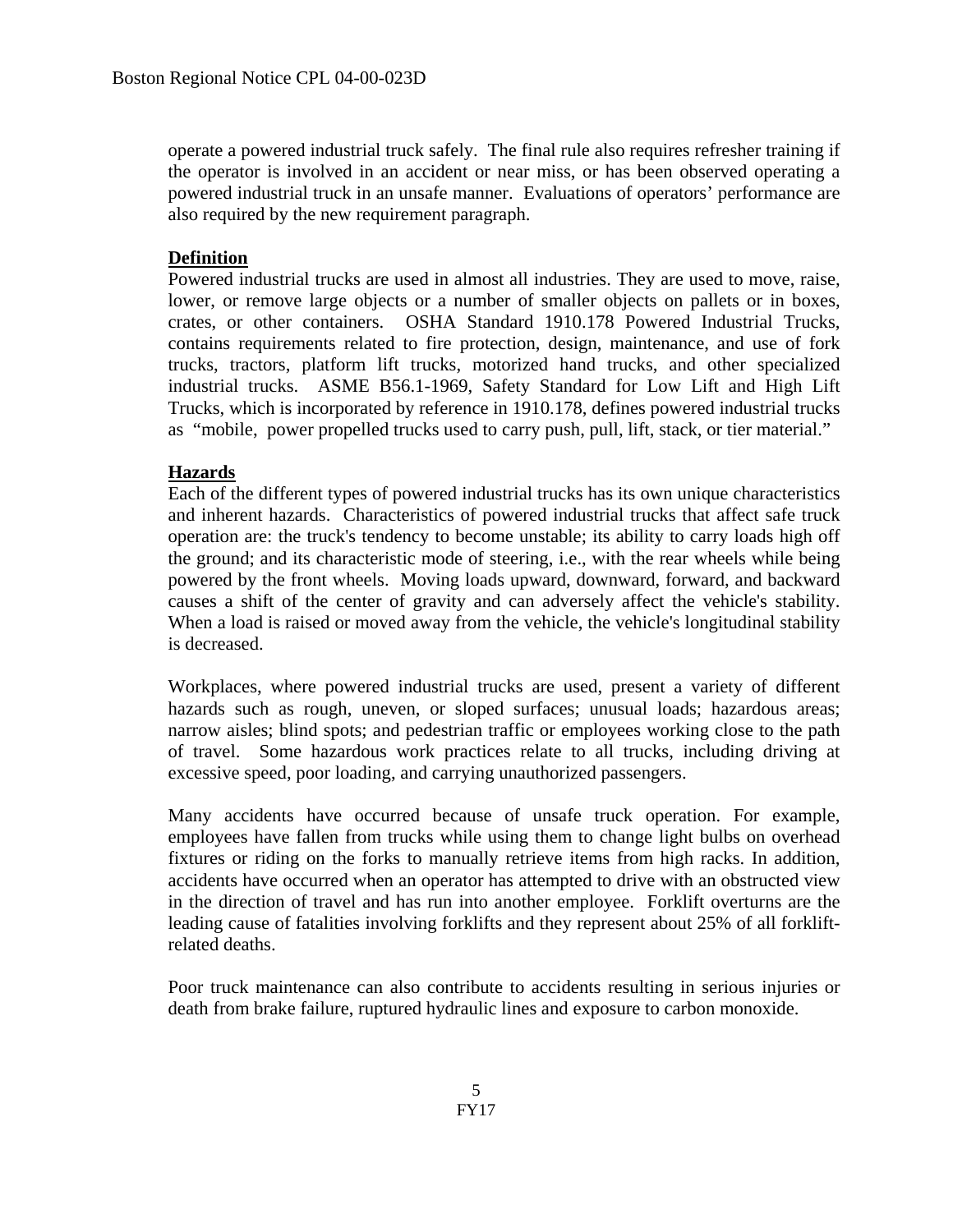operate a powered industrial truck safely. The final rule also requires refresher training if the operator is involved in an accident or near miss, or has been observed operating a powered industrial truck in an unsafe manner. Evaluations of operators' performance are also required by the new requirement paragraph.

**Definition**

Powered industrial trucks are used in almost all industries. They are used to move, raise, lower, or remove large objects or a number of smaller objects on pallets or in boxes, crates, or other containers. OSHA Standard 1910.178 Powered Industrial Trucks, contains requirements related to fire protection, design, maintenance, and use of fork trucks, tractors, platform lift trucks, motorized hand trucks, and other specialized industrial trucks. ASME B56.1-1969, Safety Standard for Low Lift and High Lift Trucks, which is incorporated by reference in 1910.178, defines powered industrial trucks as "mobile, power propelled trucks used to carry push, pull, lift, stack, or tier material."

**Hazards**

Each of the different types of powered industrial trucks has its own unique characteristics and inherent hazards. Characteristics of powered industrial trucks that affect safe truck operation are: the truck's tendency to become unstable; its ability to carry loads high off the ground; and its characteristic mode of steering, i.e., with the rear wheels while being powered by the front wheels. Moving loads upward, downward, forward, and backward causes a shift of the center of gravity and can adversely affect the vehicle's stability. When a load is raised or moved away from the vehicle, the vehicle's longitudinal stability is decreased.

Workplaces, where powered industrial trucks are used, present a variety of different hazards such as rough, uneven, or sloped surfaces; unusual loads; hazardous areas; narrow aisles; blind spots; and pedestrian traffic or employees working close to the path of travel. Some hazardous work practices relate to all trucks, including driving at excessive speed, poor loading, and carrying unauthorized passengers.

Many accidents have occurred because of unsafe truck operation. For example, employees have fallen from trucks while using them to change light bulbs on overhead fixtures or riding on the forks to manually retrieve items from high racks. In addition, accidents have occurred when an operator has attempted to drive with an obstructed view in the direction of travel and has run into another employee. Forklift overturns are the leading cause of fatalities involving forklifts and they represent about 25% of all forklift-related deaths.

Poor truck maintenance can also contribute to accidents resulting in serious injuries or death from brake failure, ruptured hydraulic lines and exposure to carbon monoxide.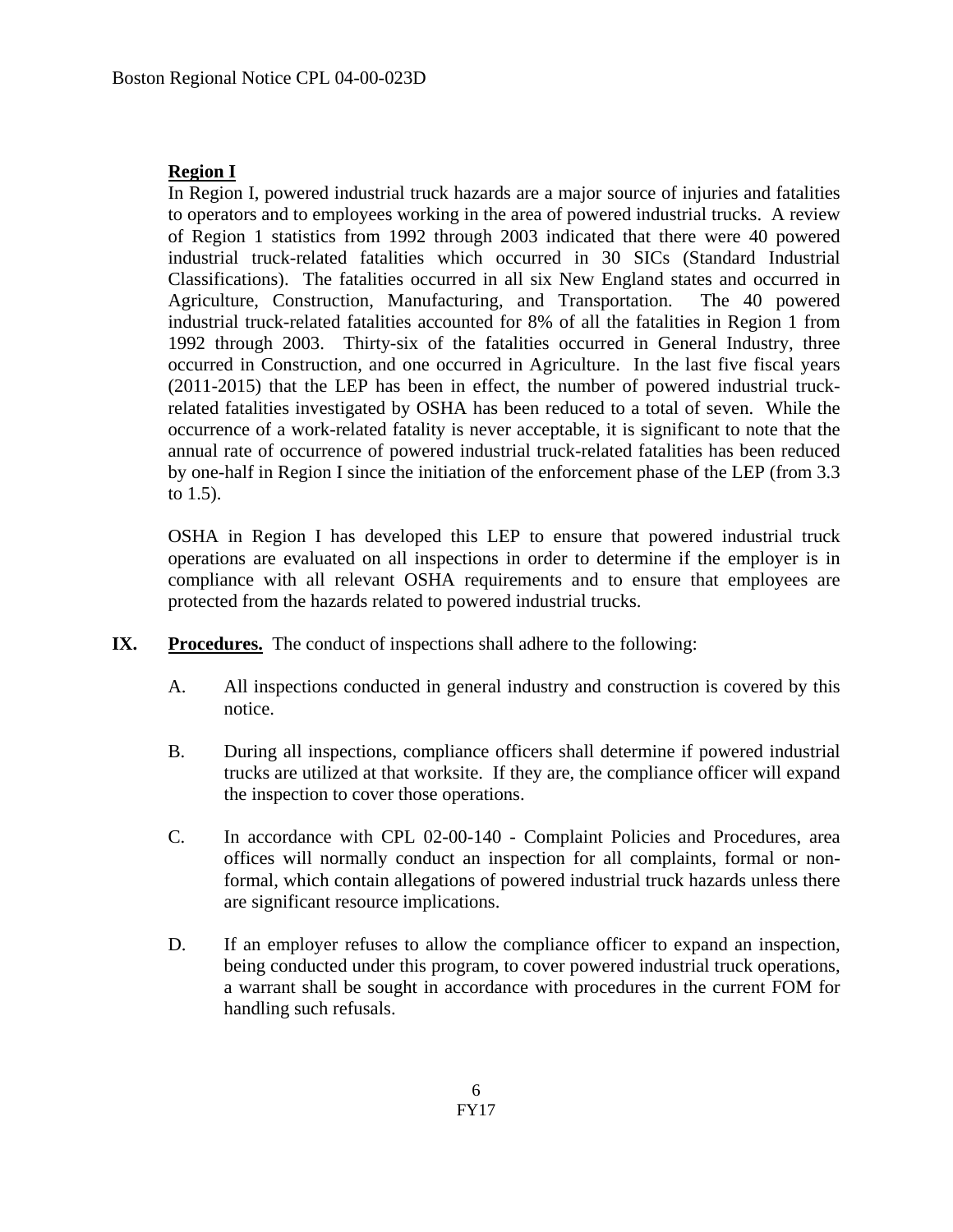**Region I**

In Region I, powered industrial truck hazards are a major source of injuries and fatalities to operators and to employees working in the area of powered industrial trucks. A review of Region 1 statistics from 1992 through 2003 indicated that there were 40 powered industrial truck-related fatalities which occurred in 30 SICs (Standard Industrial Classifications). The fatalities occurred in all six New England states and occurred in Agriculture, Construction, Manufacturing, and Transportation. The 40 powered industrial truck-related fatalities accounted for 8% of all the fatalities in Region 1 from 1992 through 2003. Thirty-six of the fatalities occurred in General Industry, three occurred in Construction, and one occurred in Agriculture. In the last five fiscal years (2011-2015) that the LEP has been in effect, the number of powered industrial truck-related fatalities investigated by OSHA has been reduced to a total of seven. While the occurrence of a work-related fatality is never acceptable, it is significant to note that the annual rate of occurrence of powered industrial truck-related fatalities has been reduced by one-half in Region I since the initiation of the enforcement phase of the LEP (from 3.3 to 1.5).

OSHA in Region I has developed this LEP to ensure that powered industrial truck operations are evaluated on all inspections in order to determine if the employer is in compliance with all relevant OSHA requirements and to ensure that employees are protected from the hazards related to powered industrial trucks.

## IX. Procedures.

The conduct of inspections shall adhere to the following:

A. All inspections conducted in general industry and construction is covered by this notice.

B. During all inspections, compliance officers shall determine if powered industrial trucks are utilized at that worksite. If they are, the compliance officer will expand the inspection to cover those operations.

C. In accordance with CPL 02-00-140 - Complaint Policies and Procedures, area offices will normally conduct an inspection for all complaints, formal or non-formal, which contain allegations of powered industrial truck hazards unless there are significant resource implications.

D. If an employer refuses to allow the compliance officer to expand an inspection, being conducted under this program, to cover powered industrial truck operations, a warrant shall be sought in accordance with procedures in the current FOM for handling such refusals.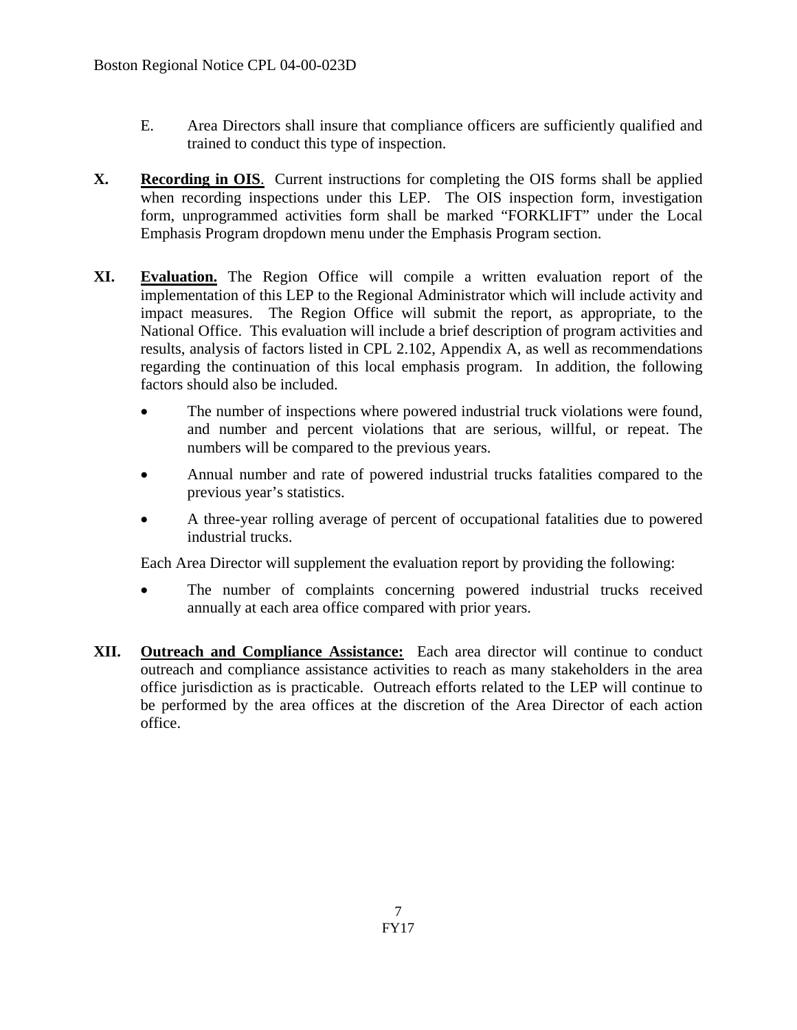E. Area Directors shall insure that compliance officers are sufficiently qualified and trained to conduct this type of inspection.

**X. Recording in OIS**. Current instructions for completing the OIS forms shall be applied when recording inspections under this LEP. The OIS inspection form, investigation form, unprogrammed activities form shall be marked "FORKLIFT" under the Local Emphasis Program dropdown menu under the Emphasis Program section.

**XI. Evaluation.** The Region Office will compile a written evaluation report of the implementation of this LEP to the Regional Administrator which will include activity and impact measures. The Region Office will submit the report, as appropriate, to the National Office. This evaluation will include a brief description of program activities and results, analysis of factors listed in CPL 2.102, Appendix A, as well as recommendations regarding the continuation of this local emphasis program. In addition, the following factors should also be included.

- The number of inspections where powered industrial truck violations were found, and number and percent violations that are serious, willful, or repeat. The numbers will be compared to the previous years.
- Annual number and rate of powered industrial trucks fatalities compared to the previous year's statistics.
- A three-year rolling average of percent of occupational fatalities due to powered industrial trucks.

Each Area Director will supplement the evaluation report by providing the following:

- The number of complaints concerning powered industrial trucks received annually at each area office compared with prior years.

**XII. Outreach and Compliance Assistance:** Each area director will continue to conduct outreach and compliance assistance activities to reach as many stakeholders in the area office jurisdiction as is practicable. Outreach efforts related to the LEP will continue to be performed by the area offices at the discretion of the Area Director of each action office.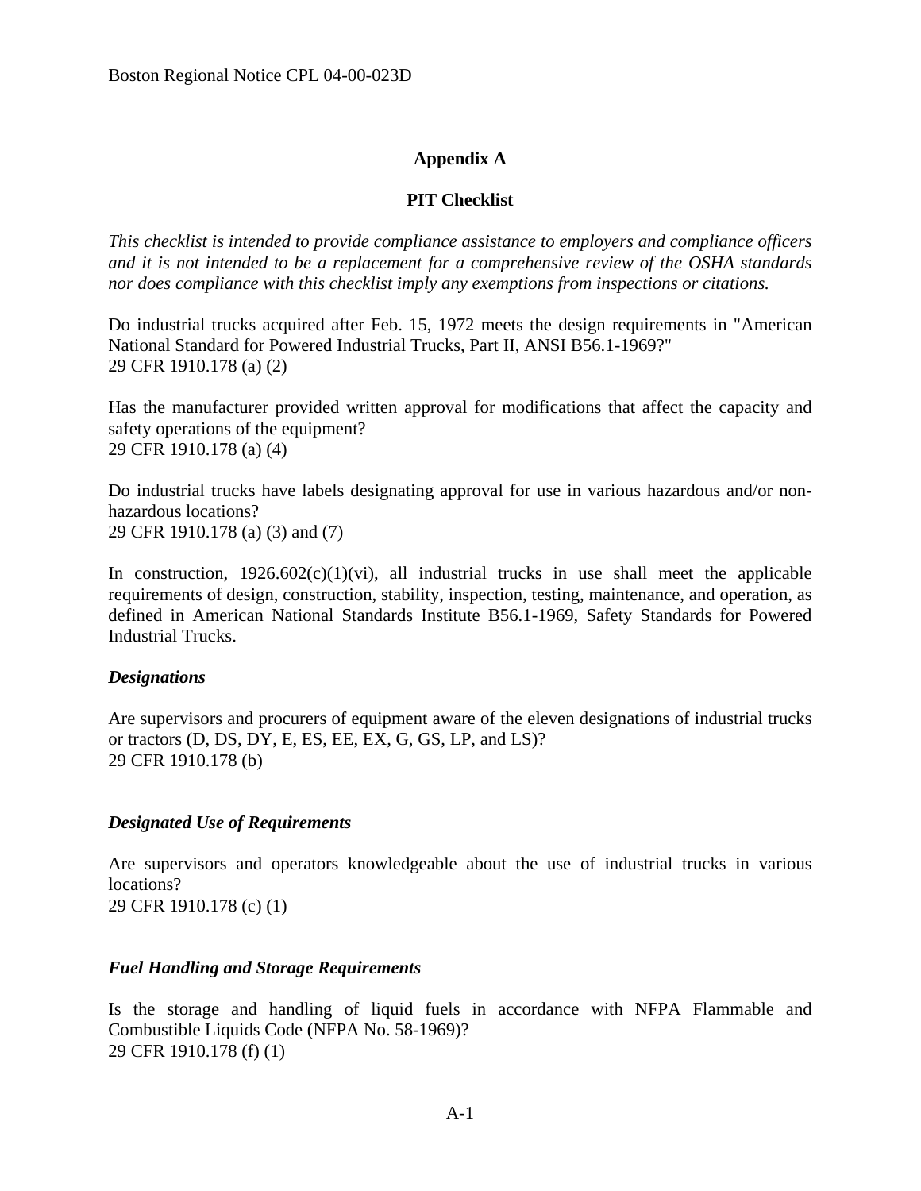## Appendix A

## PIT Checklist

*This checklist is intended to provide compliance assistance to employers and compliance officers and it is not intended to be a replacement for a comprehensive review of the OSHA standards nor does compliance with this checklist imply any exemptions from inspections or citations.*

Do industrial trucks acquired after Feb. 15, 1972 meets the design requirements in "American National Standard for Powered Industrial Trucks, Part II, ANSI B56.1-1969?"
29 CFR 1910.178 (a) (2)

Has the manufacturer provided written approval for modifications that affect the capacity and safety operations of the equipment?
29 CFR 1910.178 (a) (4)

Do industrial trucks have labels designating approval for use in various hazardous and/or non-hazardous locations?
29 CFR 1910.178 (a) (3) and (7)

In construction, 1926.602(c)(1)(vi), all industrial trucks in use shall meet the applicable requirements of design, construction, stability, inspection, testing, maintenance, and operation, as defined in American National Standards Institute B56.1-1969, Safety Standards for Powered Industrial Trucks.

### *Designations*

Are supervisors and procurers of equipment aware of the eleven designations of industrial trucks or tractors (D, DS, DY, E, ES, EE, EX, G, GS, LP, and LS)?
29 CFR 1910.178 (b)

### *Designated Use of Requirements*

Are supervisors and operators knowledgeable about the use of industrial trucks in various locations?
29 CFR 1910.178 (c) (1)

### *Fuel Handling and Storage Requirements*

Is the storage and handling of liquid fuels in accordance with NFPA Flammable and Combustible Liquids Code (NFPA No. 58-1969)?
29 CFR 1910.178 (f) (1)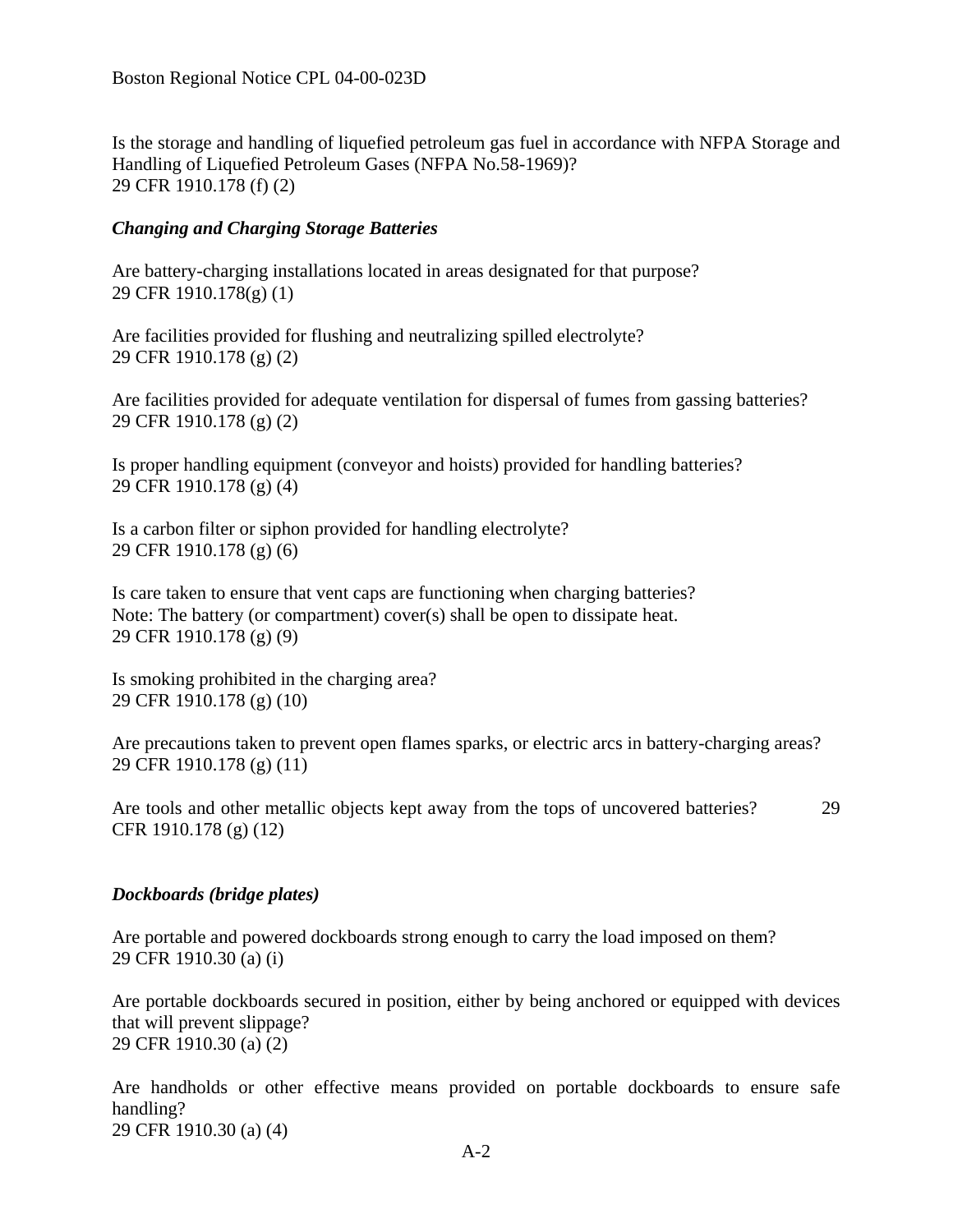Is the storage and handling of liquefied petroleum gas fuel in accordance with NFPA Storage and Handling of Liquefied Petroleum Gases (NFPA No.58-1969)?
29 CFR 1910.178 (f) (2)

***Changing and Charging Storage Batteries***

Are battery-charging installations located in areas designated for that purpose?
29 CFR 1910.178(g) (1)

Are facilities provided for flushing and neutralizing spilled electrolyte?
29 CFR 1910.178 (g) (2)

Are facilities provided for adequate ventilation for dispersal of fumes from gassing batteries?
29 CFR 1910.178 (g) (2)

Is proper handling equipment (conveyor and hoists) provided for handling batteries?
29 CFR 1910.178 (g) (4)

Is a carbon filter or siphon provided for handling electrolyte?
29 CFR 1910.178 (g) (6)

Is care taken to ensure that vent caps are functioning when charging batteries?
Note: The battery (or compartment) cover(s) shall be open to dissipate heat.
29 CFR 1910.178 (g) (9)

Is smoking prohibited in the charging area?
29 CFR 1910.178 (g) (10)

Are precautions taken to prevent open flames sparks, or electric arcs in battery-charging areas?
29 CFR 1910.178 (g) (11)

Are tools and other metallic objects kept away from the tops of uncovered batteries? 29 CFR 1910.178 (g) (12)

***Dockboards (bridge plates)***

Are portable and powered dockboards strong enough to carry the load imposed on them?
29 CFR 1910.30 (a) (i)

Are portable dockboards secured in position, either by being anchored or equipped with devices that will prevent slippage?
29 CFR 1910.30 (a) (2)

Are handholds or other effective means provided on portable dockboards to ensure safe handling?
29 CFR 1910.30 (a) (4)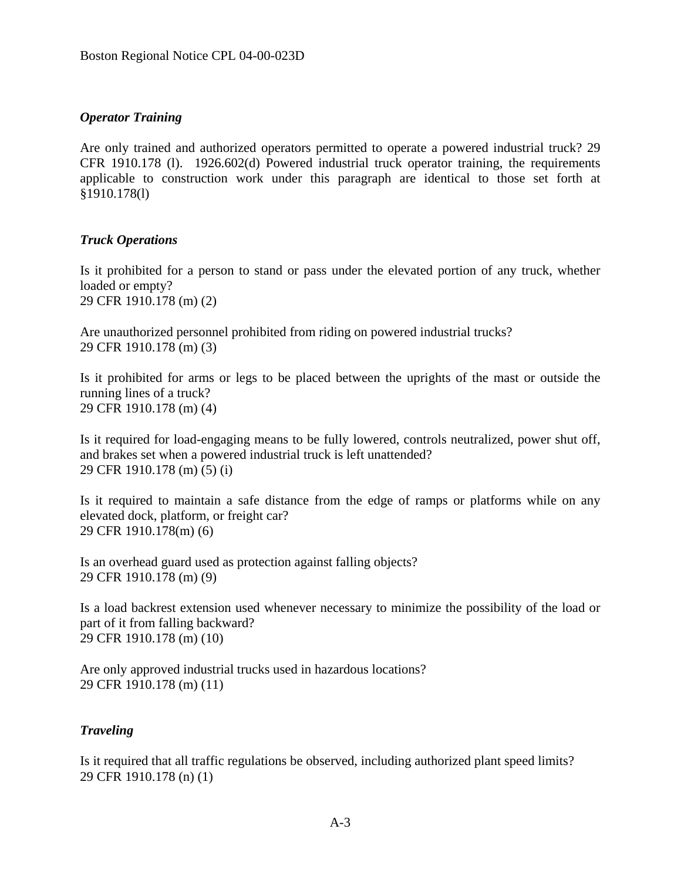***Operator Training***

Are only trained and authorized operators permitted to operate a powered industrial truck? 29 CFR 1910.178 (l). 1926.602(d) Powered industrial truck operator training, the requirements applicable to construction work under this paragraph are identical to those set forth at §1910.178(l)

***Truck Operations***

Is it prohibited for a person to stand or pass under the elevated portion of any truck, whether loaded or empty?
29 CFR 1910.178 (m) (2)

Are unauthorized personnel prohibited from riding on powered industrial trucks?
29 CFR 1910.178 (m) (3)

Is it prohibited for arms or legs to be placed between the uprights of the mast or outside the running lines of a truck?
29 CFR 1910.178 (m) (4)

Is it required for load-engaging means to be fully lowered, controls neutralized, power shut off, and brakes set when a powered industrial truck is left unattended?
29 CFR 1910.178 (m) (5) (i)

Is it required to maintain a safe distance from the edge of ramps or platforms while on any elevated dock, platform, or freight car?
29 CFR 1910.178(m) (6)

Is an overhead guard used as protection against falling objects?
29 CFR 1910.178 (m) (9)

Is a load backrest extension used whenever necessary to minimize the possibility of the load or part of it from falling backward?
29 CFR 1910.178 (m) (10)

Are only approved industrial trucks used in hazardous locations?
29 CFR 1910.178 (m) (11)

***Traveling***

Is it required that all traffic regulations be observed, including authorized plant speed limits?
29 CFR 1910.178 (n) (1)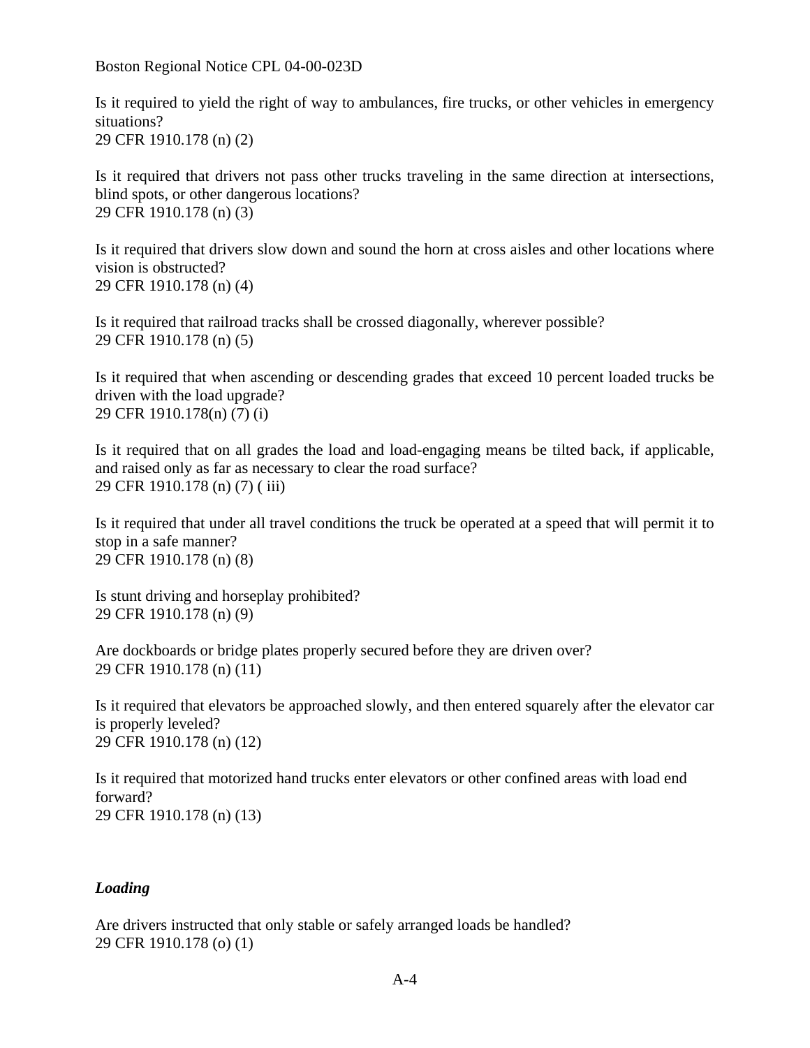Is it required to yield the right of way to ambulances, fire trucks, or other vehicles in emergency situations?
29 CFR 1910.178 (n) (2)

Is it required that drivers not pass other trucks traveling in the same direction at intersections, blind spots, or other dangerous locations?
29 CFR 1910.178 (n) (3)

Is it required that drivers slow down and sound the horn at cross aisles and other locations where vision is obstructed?
29 CFR 1910.178 (n) (4)

Is it required that railroad tracks shall be crossed diagonally, wherever possible?
29 CFR 1910.178 (n) (5)

Is it required that when ascending or descending grades that exceed 10 percent loaded trucks be driven with the load upgrade?
29 CFR 1910.178(n) (7) (i)

Is it required that on all grades the load and load-engaging means be tilted back, if applicable, and raised only as far as necessary to clear the road surface?
29 CFR 1910.178 (n) (7) ( iii)

Is it required that under all travel conditions the truck be operated at a speed that will permit it to stop in a safe manner?
29 CFR 1910.178 (n) (8)

Is stunt driving and horseplay prohibited?
29 CFR 1910.178 (n) (9)

Are dockboards or bridge plates properly secured before they are driven over?
29 CFR 1910.178 (n) (11)

Is it required that elevators be approached slowly, and then entered squarely after the elevator car is properly leveled?
29 CFR 1910.178 (n) (12)

Is it required that motorized hand trucks enter elevators or other confined areas with load end forward?
29 CFR 1910.178 (n) (13)

### *Loading*

Are drivers instructed that only stable or safely arranged loads be handled?
29 CFR 1910.178 (o) (1)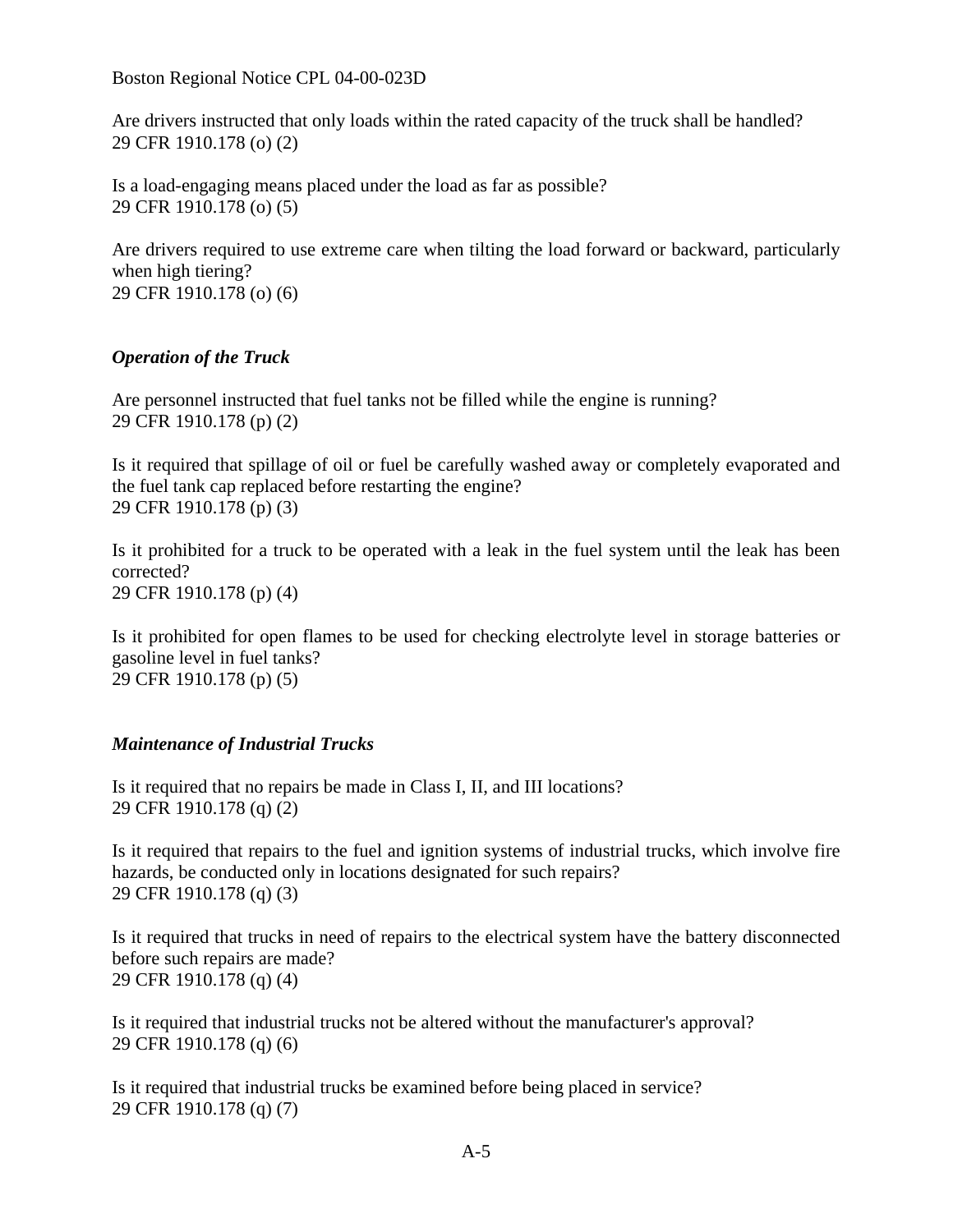Are drivers instructed that only loads within the rated capacity of the truck shall be handled?
29 CFR 1910.178 (o) (2)

Is a load-engaging means placed under the load as far as possible?
29 CFR 1910.178 (o) (5)

Are drivers required to use extreme care when tilting the load forward or backward, particularly when high tiering?
29 CFR 1910.178 (o) (6)

### *Operation of the Truck*

Are personnel instructed that fuel tanks not be filled while the engine is running?
29 CFR 1910.178 (p) (2)

Is it required that spillage of oil or fuel be carefully washed away or completely evaporated and the fuel tank cap replaced before restarting the engine?
29 CFR 1910.178 (p) (3)

Is it prohibited for a truck to be operated with a leak in the fuel system until the leak has been corrected?
29 CFR 1910.178 (p) (4)

Is it prohibited for open flames to be used for checking electrolyte level in storage batteries or gasoline level in fuel tanks?
29 CFR 1910.178 (p) (5)

### *Maintenance of Industrial Trucks*

Is it required that no repairs be made in Class I, II, and III locations?
29 CFR 1910.178 (q) (2)

Is it required that repairs to the fuel and ignition systems of industrial trucks, which involve fire hazards, be conducted only in locations designated for such repairs?
29 CFR 1910.178 (q) (3)

Is it required that trucks in need of repairs to the electrical system have the battery disconnected before such repairs are made?
29 CFR 1910.178 (q) (4)

Is it required that industrial trucks not be altered without the manufacturer's approval?
29 CFR 1910.178 (q) (6)

Is it required that industrial trucks be examined before being placed in service?
29 CFR 1910.178 (q) (7)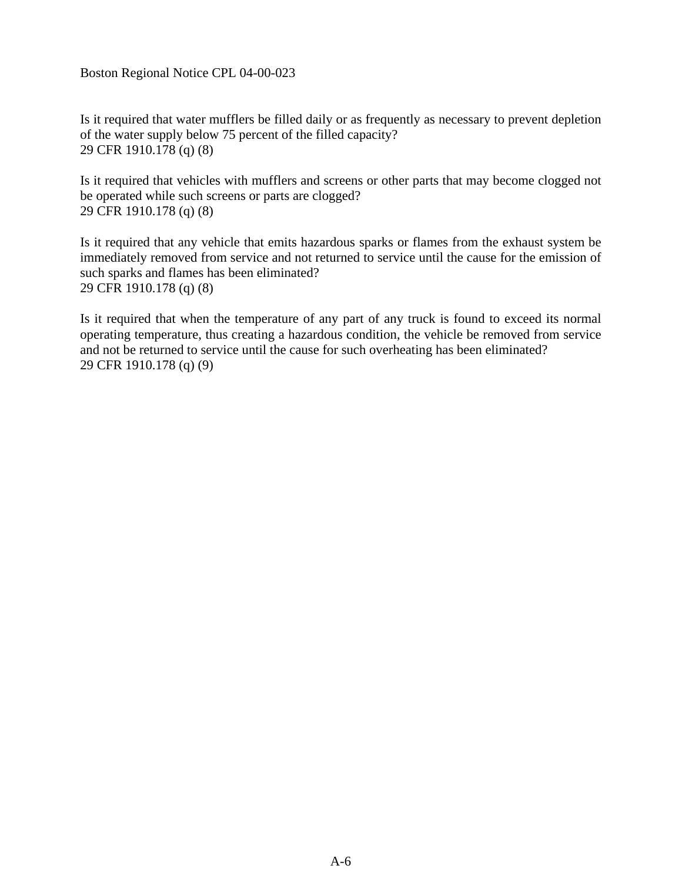Is it required that water mufflers be filled daily or as frequently as necessary to prevent depletion of the water supply below 75 percent of the filled capacity?
29 CFR 1910.178 (q) (8)

Is it required that vehicles with mufflers and screens or other parts that may become clogged not be operated while such screens or parts are clogged?
29 CFR 1910.178 (q) (8)

Is it required that any vehicle that emits hazardous sparks or flames from the exhaust system be immediately removed from service and not returned to service until the cause for the emission of such sparks and flames has been eliminated?
29 CFR 1910.178 (q) (8)

Is it required that when the temperature of any part of any truck is found to exceed its normal operating temperature, thus creating a hazardous condition, the vehicle be removed from service and not be returned to service until the cause for such overheating has been eliminated?
29 CFR 1910.178 (q) (9)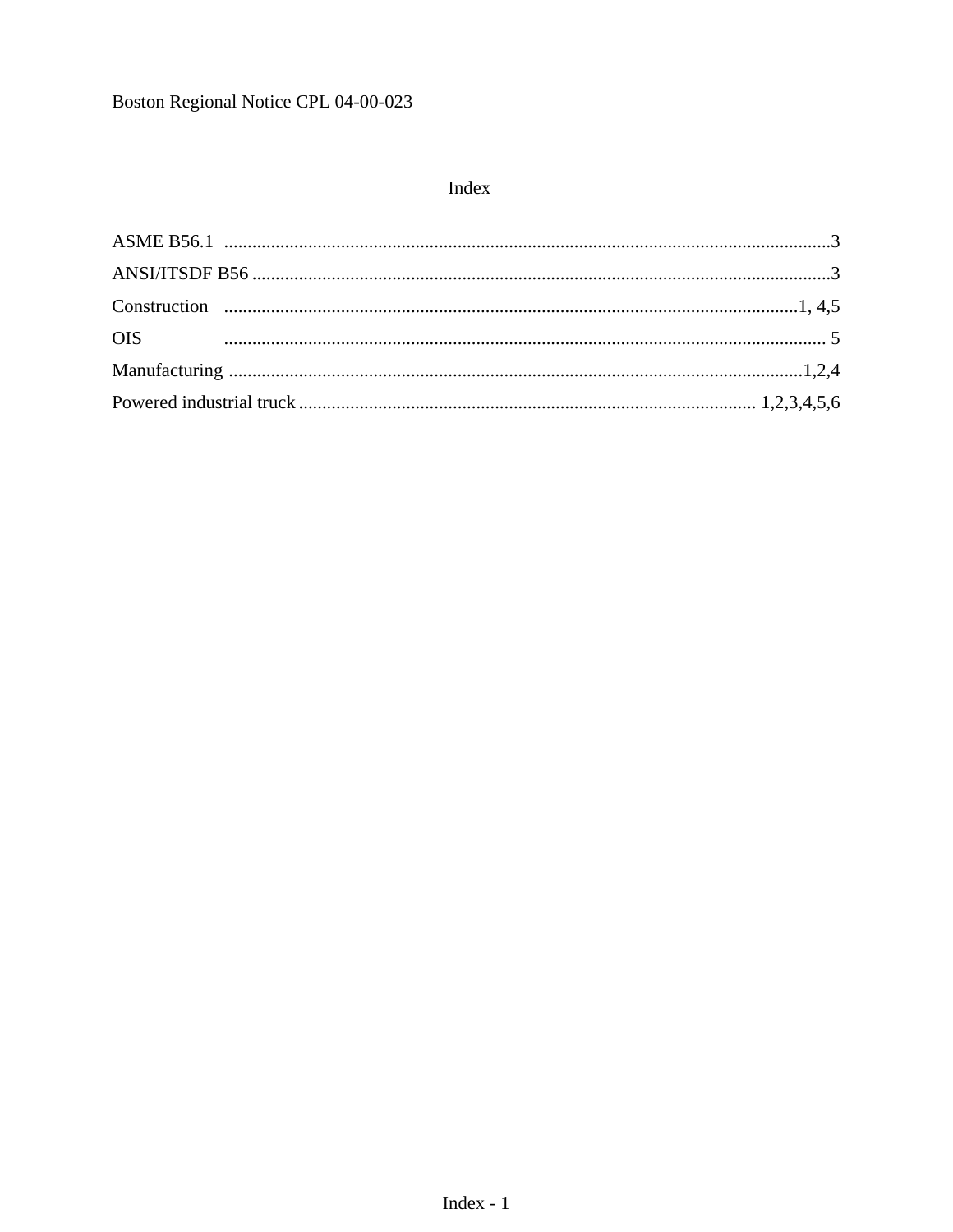Boston Regional Notice CPL 04-00-023

# Index

ASME B56.1 ....................................................................................................................3

ANSI/ITSDF B56 ............................................................................................................3

Construction ...............................................................................................................1, 4,5

OIS ................................................................................................................................ 5

Manufacturing ...............................................................................................................1,2,4

Powered industrial truck ................................................................................... 1,2,3,4,5,6